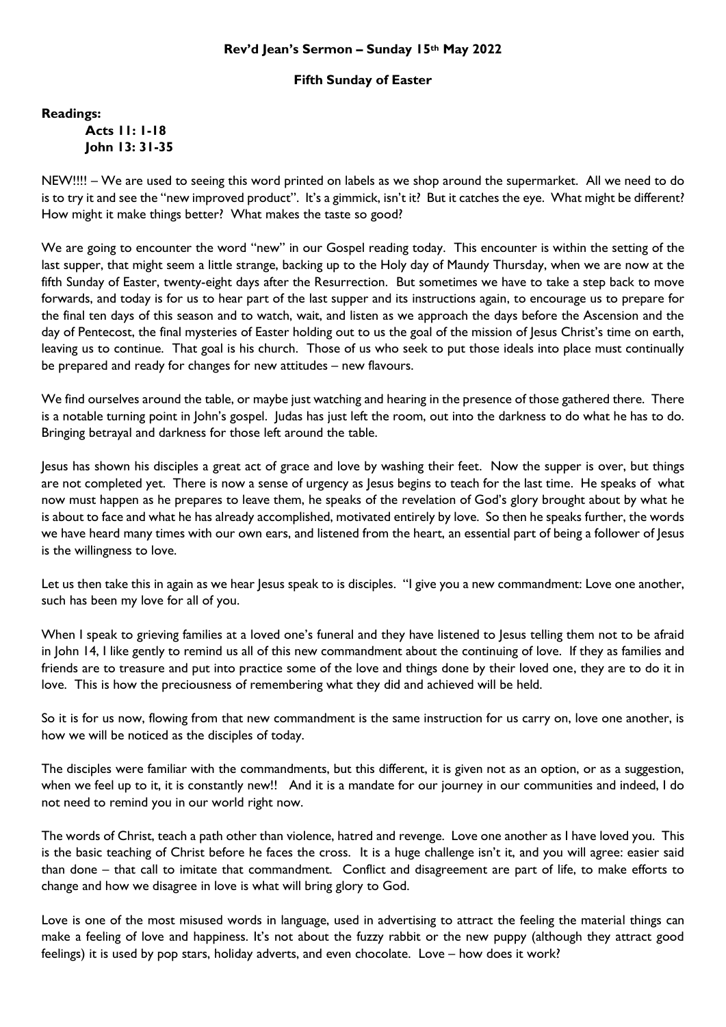**Rev'd Jean's Sermon – Sunday 15th May 2022**

**Fifth Sunday of Easter**

**Readings:**

**Acts 11: 1-18**
**John 13: 31-35**

NEW!!!! – We are used to seeing this word printed on labels as we shop around the supermarket. All we need to do is to try it and see the "new improved product". It's a gimmick, isn't it? But it catches the eye. What might be different? How might it make things better? What makes the taste so good?

We are going to encounter the word "new" in our Gospel reading today. This encounter is within the setting of the last supper, that might seem a little strange, backing up to the Holy day of Maundy Thursday, when we are now at the fifth Sunday of Easter, twenty-eight days after the Resurrection. But sometimes we have to take a step back to move forwards, and today is for us to hear part of the last supper and its instructions again, to encourage us to prepare for the final ten days of this season and to watch, wait, and listen as we approach the days before the Ascension and the day of Pentecost, the final mysteries of Easter holding out to us the goal of the mission of Jesus Christ's time on earth, leaving us to continue. That goal is his church. Those of us who seek to put those ideals into place must continually be prepared and ready for changes for new attitudes – new flavours.

We find ourselves around the table, or maybe just watching and hearing in the presence of those gathered there. There is a notable turning point in John's gospel. Judas has just left the room, out into the darkness to do what he has to do. Bringing betrayal and darkness for those left around the table.

Jesus has shown his disciples a great act of grace and love by washing their feet. Now the supper is over, but things are not completed yet. There is now a sense of urgency as Jesus begins to teach for the last time. He speaks of what now must happen as he prepares to leave them, he speaks of the revelation of God's glory brought about by what he is about to face and what he has already accomplished, motivated entirely by love. So then he speaks further, the words we have heard many times with our own ears, and listened from the heart, an essential part of being a follower of Jesus is the willingness to love.

Let us then take this in again as we hear Jesus speak to is disciples. "I give you a new commandment: Love one another, such has been my love for all of you.

When I speak to grieving families at a loved one's funeral and they have listened to Jesus telling them not to be afraid in John 14, I like gently to remind us all of this new commandment about the continuing of love. If they as families and friends are to treasure and put into practice some of the love and things done by their loved one, they are to do it in love. This is how the preciousness of remembering what they did and achieved will be held.

So it is for us now, flowing from that new commandment is the same instruction for us carry on, love one another, is how we will be noticed as the disciples of today.

The disciples were familiar with the commandments, but this different, it is given not as an option, or as a suggestion, when we feel up to it, it is constantly new!! And it is a mandate for our journey in our communities and indeed, I do not need to remind you in our world right now.

The words of Christ, teach a path other than violence, hatred and revenge. Love one another as I have loved you. This is the basic teaching of Christ before he faces the cross. It is a huge challenge isn't it, and you will agree: easier said than done – that call to imitate that commandment. Conflict and disagreement are part of life, to make efforts to change and how we disagree in love is what will bring glory to God.

Love is one of the most misused words in language, used in advertising to attract the feeling the material things can make a feeling of love and happiness. It's not about the fuzzy rabbit or the new puppy (although they attract good feelings) it is used by pop stars, holiday adverts, and even chocolate. Love – how does it work?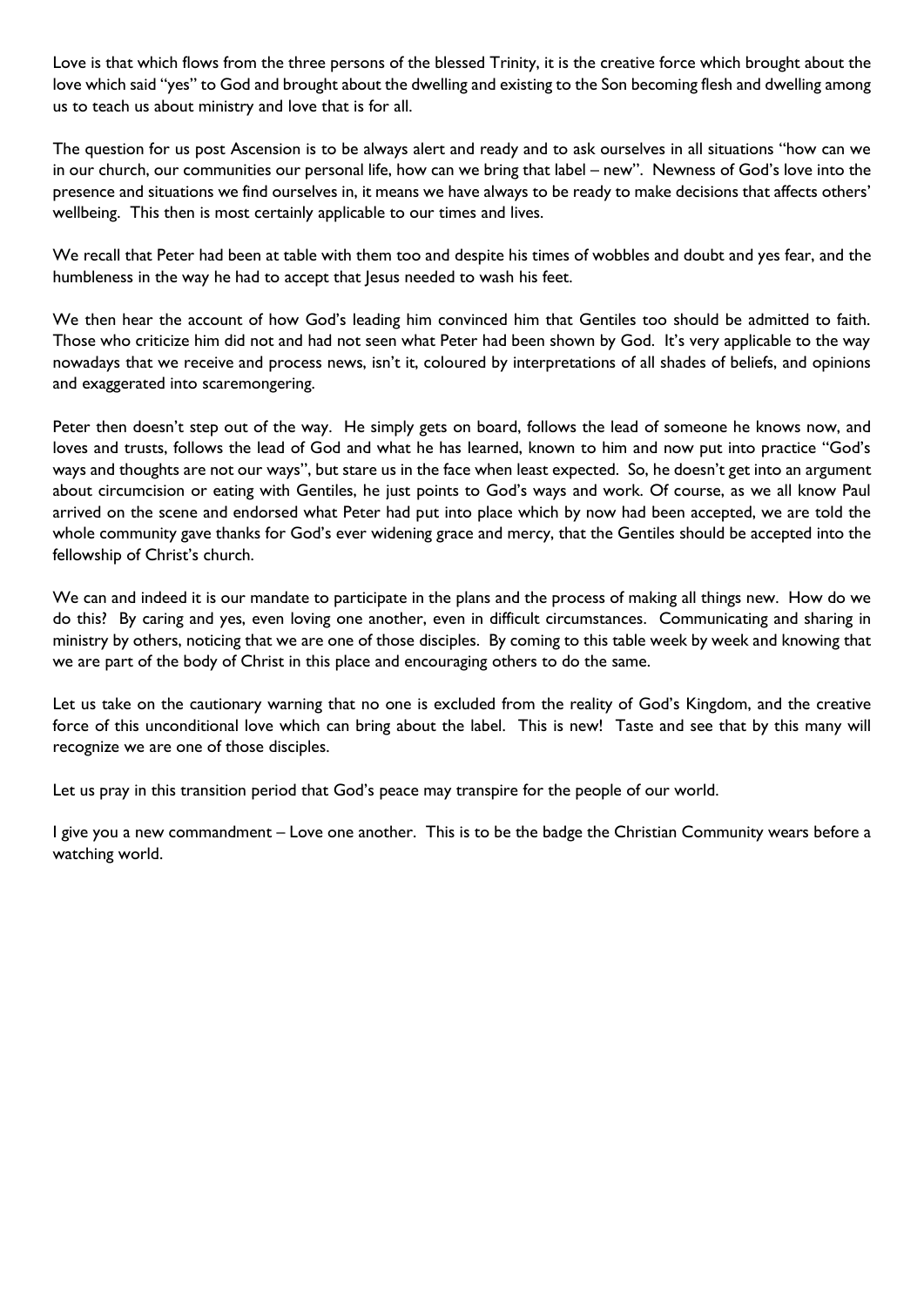Love is that which flows from the three persons of the blessed Trinity, it is the creative force which brought about the love which said "yes" to God and brought about the dwelling and existing to the Son becoming flesh and dwelling among us to teach us about ministry and love that is for all.

The question for us post Ascension is to be always alert and ready and to ask ourselves in all situations "how can we in our church, our communities our personal life, how can we bring that label – new". Newness of God's love into the presence and situations we find ourselves in, it means we have always to be ready to make decisions that affects others' wellbeing. This then is most certainly applicable to our times and lives.

We recall that Peter had been at table with them too and despite his times of wobbles and doubt and yes fear, and the humbleness in the way he had to accept that Jesus needed to wash his feet.

We then hear the account of how God's leading him convinced him that Gentiles too should be admitted to faith. Those who criticize him did not and had not seen what Peter had been shown by God. It's very applicable to the way nowadays that we receive and process news, isn't it, coloured by interpretations of all shades of beliefs, and opinions and exaggerated into scaremongering.

Peter then doesn't step out of the way. He simply gets on board, follows the lead of someone he knows now, and loves and trusts, follows the lead of God and what he has learned, known to him and now put into practice "God's ways and thoughts are not our ways", but stare us in the face when least expected. So, he doesn't get into an argument about circumcision or eating with Gentiles, he just points to God's ways and work. Of course, as we all know Paul arrived on the scene and endorsed what Peter had put into place which by now had been accepted, we are told the whole community gave thanks for God's ever widening grace and mercy, that the Gentiles should be accepted into the fellowship of Christ's church.

We can and indeed it is our mandate to participate in the plans and the process of making all things new. How do we do this? By caring and yes, even loving one another, even in difficult circumstances. Communicating and sharing in ministry by others, noticing that we are one of those disciples. By coming to this table week by week and knowing that we are part of the body of Christ in this place and encouraging others to do the same.

Let us take on the cautionary warning that no one is excluded from the reality of God's Kingdom, and the creative force of this unconditional love which can bring about the label. This is new! Taste and see that by this many will recognize we are one of those disciples.

Let us pray in this transition period that God's peace may transpire for the people of our world.

I give you a new commandment – Love one another. This is to be the badge the Christian Community wears before a watching world.